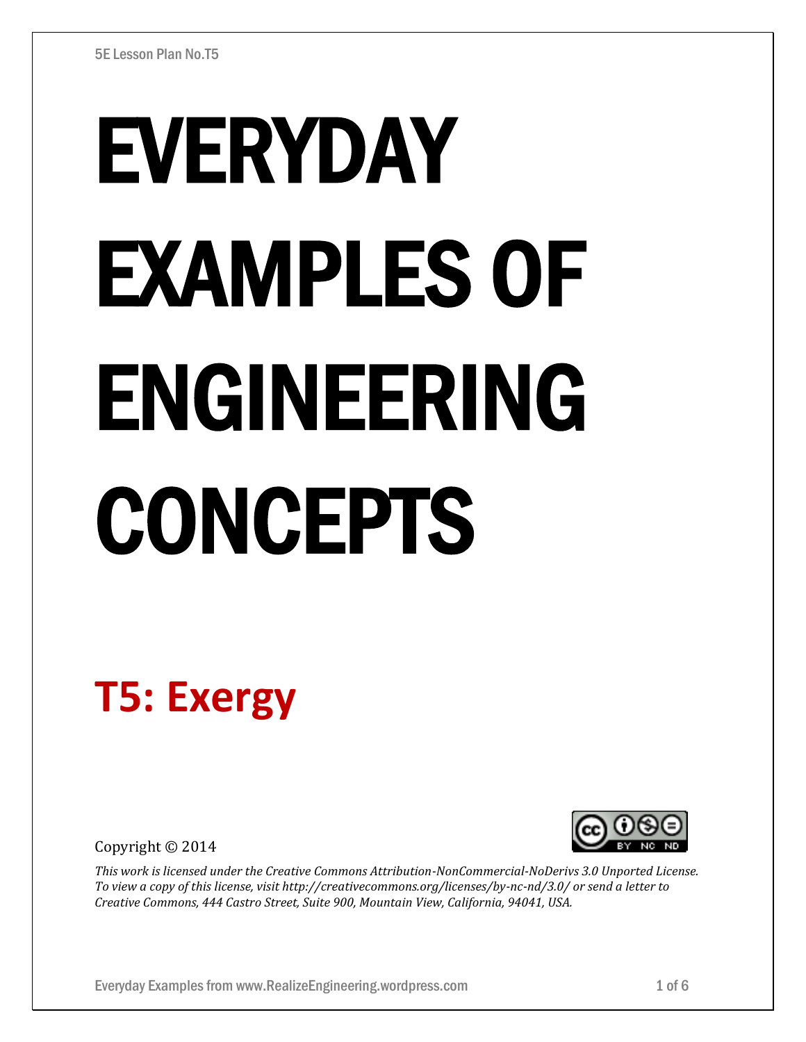# EVERYDAY EXAMPLES OF ENGINEERING CONCEPTS

## T5: Exergy

Copyright © 2014

*This work is licensed under the Creative Commons Attribution-NonCommercial-NoDerivs 3.0 Unported License. To view a copy of this license, visit http://creativecommons.org/licenses/by-nc-nd/3.0/ or send a letter to Creative Commons, 444 Castro Street, Suite 900, Mountain View, California, 94041, USA.*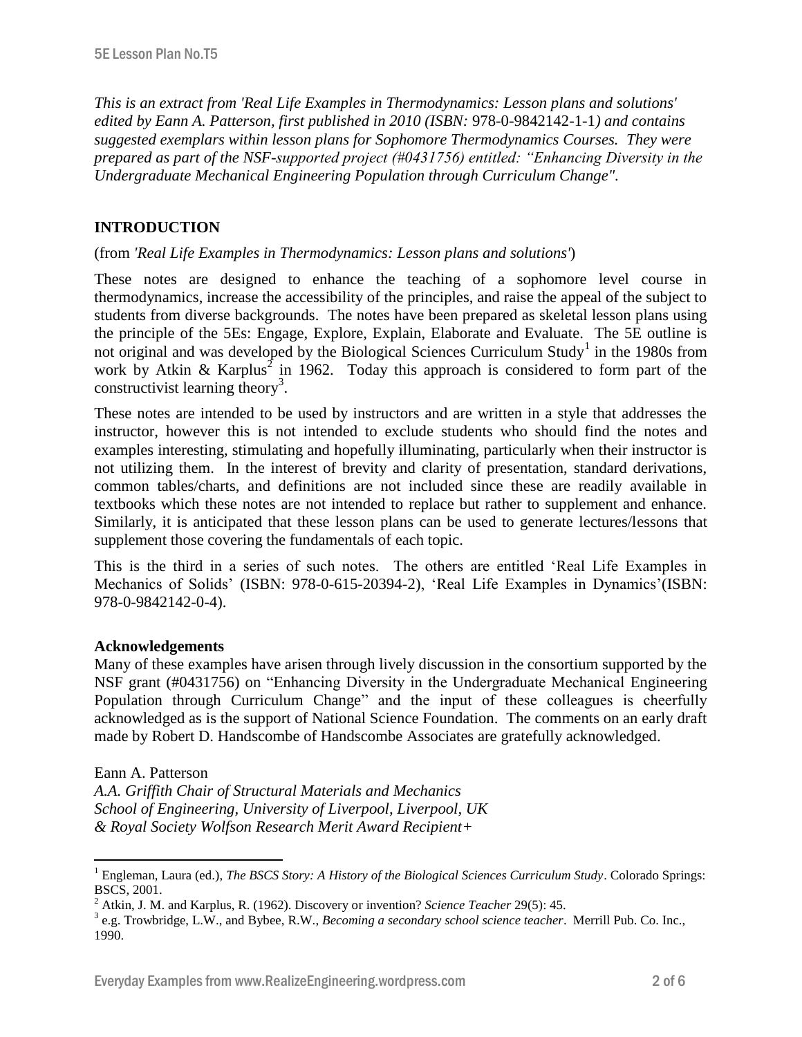*This is an extract from 'Real Life Examples in Thermodynamics: Lesson plans and solutions' edited by Eann A. Patterson, first published in 2010 (ISBN:* 978-0-9842142-1-1*) and contains suggested exemplars within lesson plans for Sophomore Thermodynamics Courses. They were prepared as part of the NSF-supported project (#0431756) entitled: "Enhancing Diversity in the Undergraduate Mechanical Engineering Population through Curriculum Change".*

## INTRODUCTION

(from *'Real Life Examples in Thermodynamics: Lesson plans and solutions'*)

These notes are designed to enhance the teaching of a sophomore level course in thermodynamics, increase the accessibility of the principles, and raise the appeal of the subject to students from diverse backgrounds. The notes have been prepared as skeletal lesson plans using the principle of the 5Es: Engage, Explore, Explain, Elaborate and Evaluate. The 5E outline is not original and was developed by the Biological Sciences Curriculum Study[1] in the 1980s from work by Atkin & Karplus[2] in 1962. Today this approach is considered to form part of the constructivist learning theory[3].

These notes are intended to be used by instructors and are written in a style that addresses the instructor, however this is not intended to exclude students who should find the notes and examples interesting, stimulating and hopefully illuminating, particularly when their instructor is not utilizing them. In the interest of brevity and clarity of presentation, standard derivations, common tables/charts, and definitions are not included since these are readily available in textbooks which these notes are not intended to replace but rather to supplement and enhance. Similarly, it is anticipated that these lesson plans can be used to generate lectures/lessons that supplement those covering the fundamentals of each topic.

This is the third in a series of such notes. The others are entitled 'Real Life Examples in Mechanics of Solids' (ISBN: 978-0-615-20394-2), 'Real Life Examples in Dynamics'(ISBN: 978-0-9842142-0-4).

**Acknowledgements**

Many of these examples have arisen through lively discussion in the consortium supported by the NSF grant (#0431756) on "Enhancing Diversity in the Undergraduate Mechanical Engineering Population through Curriculum Change" and the input of these colleagues is cheerfully acknowledged as is the support of National Science Foundation. The comments on an early draft made by Robert D. Handscombe of Handscombe Associates are gratefully acknowledged.

Eann A. Patterson
*A.A. Griffith Chair of Structural Materials and Mechanics*
*School of Engineering, University of Liverpool, Liverpool, UK*
*& Royal Society Wolfson Research Merit Award Recipient+*

---

[1] Engleman, Laura (ed.), *The BSCS Story: A History of the Biological Sciences Curriculum Study*. Colorado Springs: BSCS, 2001.

[2] Atkin, J. M. and Karplus, R. (1962). Discovery or invention? *Science Teacher* 29(5): 45.

[3] e.g. Trowbridge, L.W., and Bybee, R.W., *Becoming a secondary school science teacher*. Merrill Pub. Co. Inc., 1990.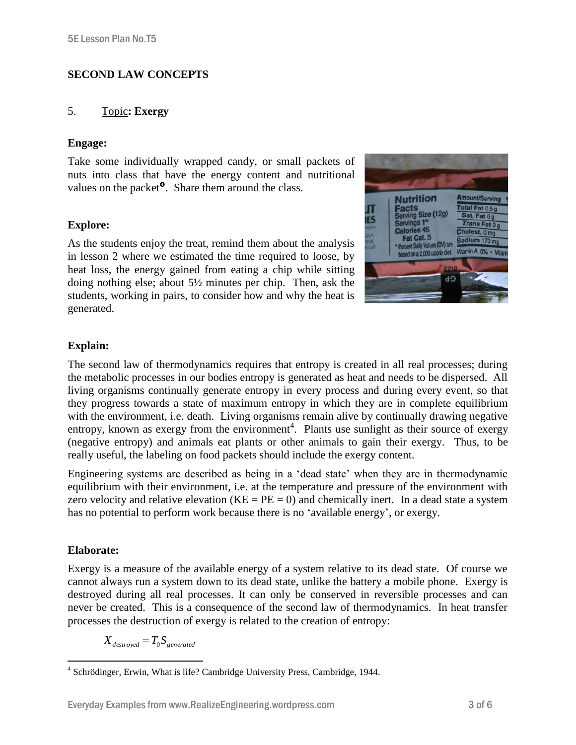## SECOND LAW CONCEPTS

5. Topic: **Exergy**

**Engage:**

Take some individually wrapped candy, or small packets of nuts into class that have the energy content and nutritional values on the packet❾. Share them around the class.

**Explore:**

As the students enjoy the treat, remind them about the analysis in lesson 2 where we estimated the time required to loose, by heat loss, the energy gained from eating a chip while sitting doing nothing else; about 5½ minutes per chip. Then, ask the students, working in pairs, to consider how and why the heat is generated.

**Explain:**

The second law of thermodynamics requires that entropy is created in all real processes; during the metabolic processes in our bodies entropy is generated as heat and needs to be dispersed. All living organisms continually generate entropy in every process and during every event, so that they progress towards a state of maximum entropy in which they are in complete equilibrium with the environment, i.e. death. Living organisms remain alive by continually drawing negative entropy, known as exergy from the environment[4]. Plants use sunlight as their source of exergy (negative entropy) and animals eat plants or other animals to gain their exergy. Thus, to be really useful, the labeling on food packets should include the exergy content.

Engineering systems are described as being in a 'dead state' when they are in thermodynamic equilibrium with their environment, i.e. at the temperature and pressure of the environment with zero velocity and relative elevation (KE = PE = 0) and chemically inert. In a dead state a system has no potential to perform work because there is no 'available energy', or exergy.

**Elaborate:**

Exergy is a measure of the available energy of a system relative to its dead state. Of course we cannot always run a system down to its dead state, unlike the battery a mobile phone. Exergy is destroyed during all real processes. It can only be conserved in reversible processes and can never be created. This is a consequence of the second law of thermodynamics. In heat transfer processes the destruction of exergy is related to the creation of entropy:

$$X_{destroyed} = T_0 S_{generated}$$

[4] Schrödinger, Erwin, What is life? Cambridge University Press, Cambridge, 1944.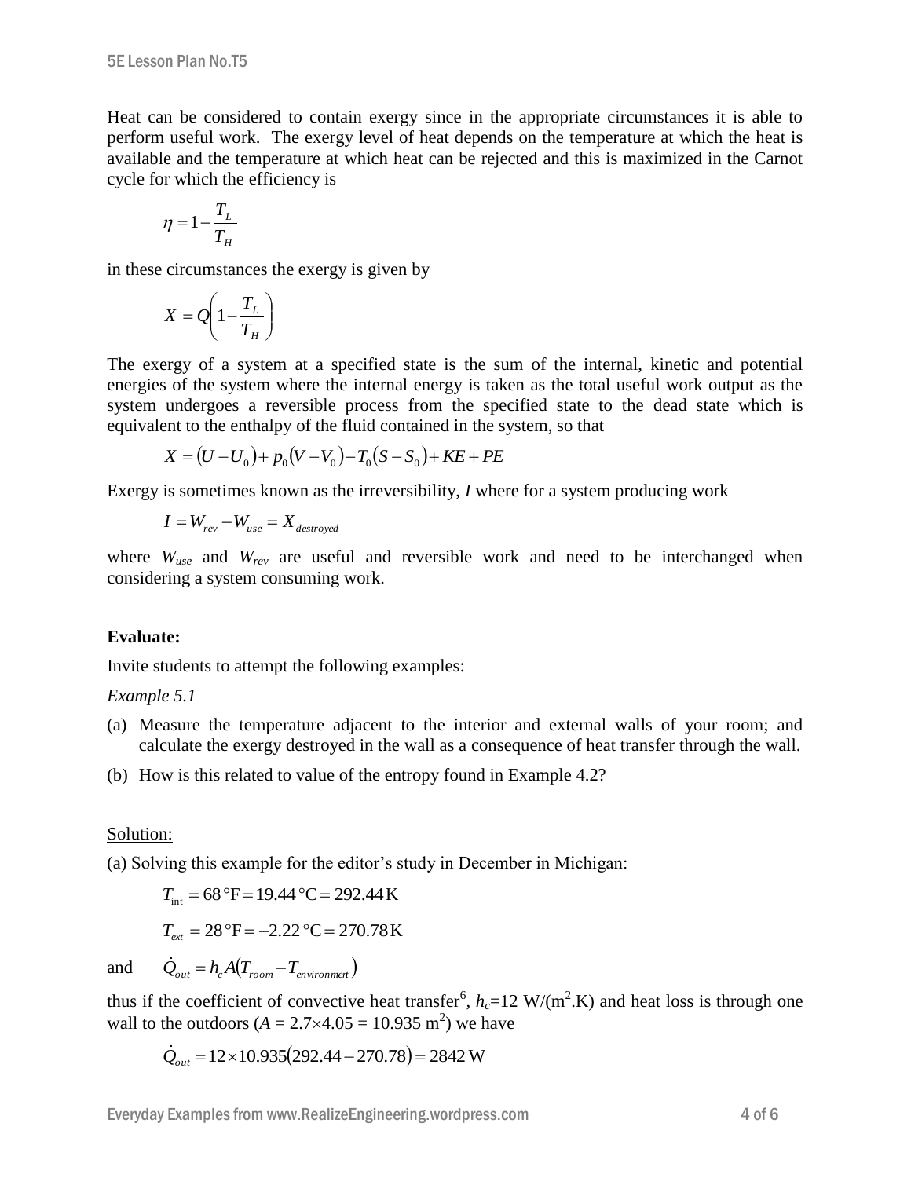Heat can be considered to contain exergy since in the appropriate circumstances it is able to perform useful work. The exergy level of heat depends on the temperature at which the heat is available and the temperature at which heat can be rejected and this is maximized in the Carnot cycle for which the efficiency is

$$\eta = 1 - \frac{T_L}{T_H}$$

in these circumstances the exergy is given by

$$X = Q\left(1 - \frac{T_L}{T_H}\right)$$

The exergy of a system at a specified state is the sum of the internal, kinetic and potential energies of the system where the internal energy is taken as the total useful work output as the system undergoes a reversible process from the specified state to the dead state which is equivalent to the enthalpy of the fluid contained in the system, so that

$$X = (U - U_0) + p_0(V - V_0) - T_0(S - S_0) + KE + PE$$

Exergy is sometimes known as the irreversibility, $I$ where for a system producing work

$$I = W_{rev} - W_{use} = X_{destroyed}$$

where $W_{use}$ and $W_{rev}$ are useful and reversible work and need to be interchanged when considering a system consuming work.

**Evaluate:**

Invite students to attempt the following examples:

*Example 5.1*

(a) Measure the temperature adjacent to the interior and external walls of your room; and calculate the exergy destroyed in the wall as a consequence of heat transfer through the wall.

(b) How is this related to value of the entropy found in Example 4.2?

Solution:

(a) Solving this example for the editor's study in December in Michigan:

$$T_{int} = 68\,°\text{F} = 19.44\,°\text{C} = 292.44\,\text{K}$$

$$T_{ext} = 28\,°\text{F} = -2.22\,°\text{C} = 270.78\,\text{K}$$

and $\quad \dot{Q}_{out} = h_c A (T_{room} - T_{environment})$

thus if the coefficient of convective heat transfer[6], $h_c$=12 W/(m$^2$.K) and heat loss is through one wall to the outdoors ($A = 2.7 \times 4.05 = 10.935$ m$^2$) we have

$$\dot{Q}_{out} = 12 \times 10.935(292.44 - 270.78) = 2842\,\text{W}$$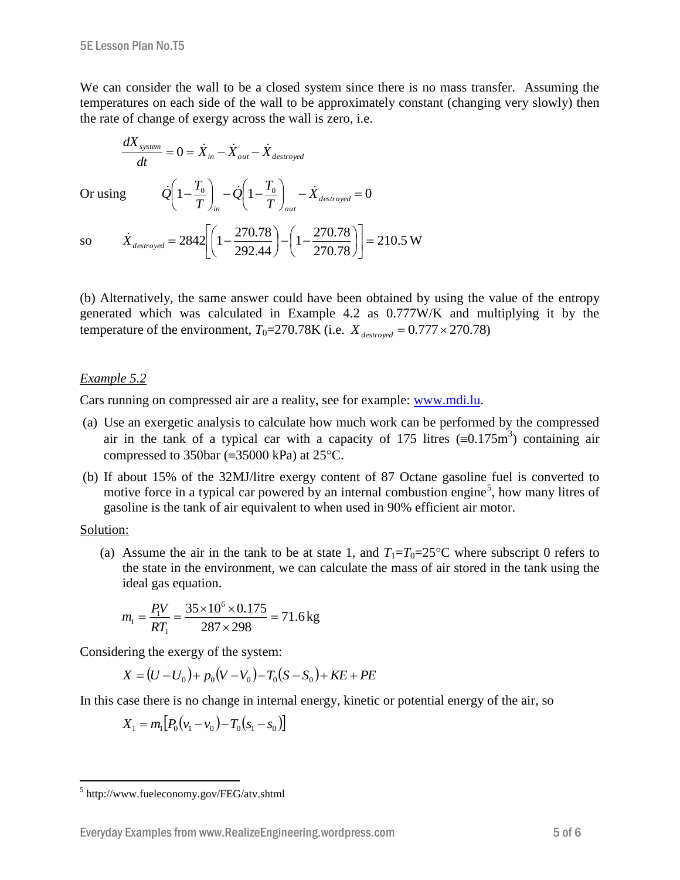We can consider the wall to be a closed system since there is no mass transfer. Assuming the temperatures on each side of the wall to be approximately constant (changing very slowly) then the rate of change of exergy across the wall is zero, i.e.

$$\frac{dX_{system}}{dt} = 0 = \dot{X}_{in} - \dot{X}_{out} - \dot{X}_{destroyed}$$

Or using $$\dot{Q}\left(1 - \frac{T_0}{T}\right)_{in} - \dot{Q}\left(1 - \frac{T_0}{T}\right)_{out} - \dot{X}_{destroyed} = 0$$

so $$\dot{X}_{destroyed} = 2842\left[\left(1 - \frac{270.78}{292.44}\right) - \left(1 - \frac{270.78}{270.78}\right)\right] = 210.5\,\text{W}$$

(b) Alternatively, the same answer could have been obtained by using the value of the entropy generated which was calculated in Example 4.2 as 0.777W/K and multiplying it by the temperature of the environment, $T_0$=270.78K (i.e. $X_{destroyed} = 0.777 \times 270.78$)

*Example 5.2*

Cars running on compressed air are a reality, see for example: www.mdi.lu.

(a) Use an exergetic analysis to calculate how much work can be performed by the compressed air in the tank of a typical car with a capacity of 175 litres ($\equiv$0.175m$^3$) containing air compressed to 350bar ($\equiv$35000 kPa) at 25°C.

(b) If about 15% of the 32MJ/litre exergy content of 87 Octane gasoline fuel is converted to motive force in a typical car powered by an internal combustion engine[5], how many litres of gasoline is the tank of air equivalent to when used in 90% efficient air motor.

Solution:

(a) Assume the air in the tank to be at state 1, and $T_1$=$T_0$=25°C where subscript 0 refers to the state in the environment, we can calculate the mass of air stored in the tank using the ideal gas equation.

$$m_1 = \frac{P_1 V}{RT_1} = \frac{35 \times 10^6 \times 0.175}{287 \times 298} = 71.6\,\text{kg}$$

Considering the exergy of the system:

$$X = (U - U_0) + p_0(V - V_0) - T_0(S - S_0) + KE + PE$$

In this case there is no change in internal energy, kinetic or potential energy of the air, so

$$X_1 = m_1\left[P_0(v_1 - v_0) - T_0(s_1 - s_0)\right]$$

[5] http://www.fueleconomy.gov/FEG/atv.shtml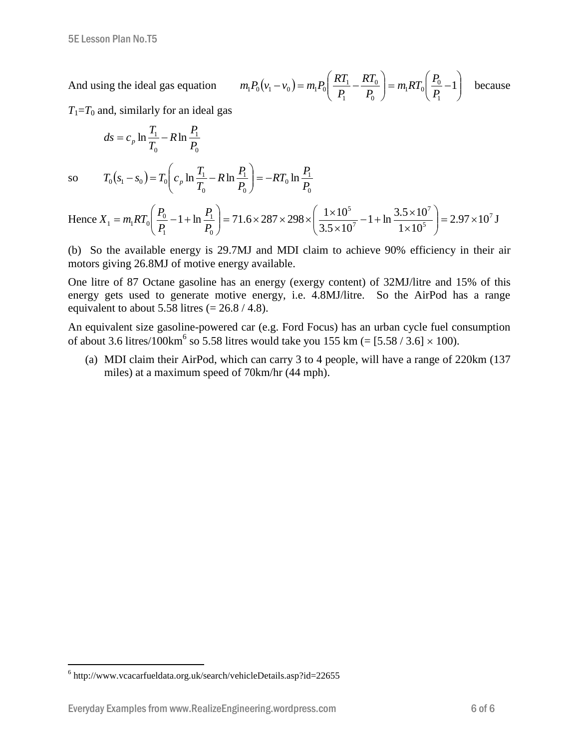And using the ideal gas equation $m_1 P_0 (v_1 - v_0) = m_1 P_0 \left( \frac{RT_1}{P_1} - \frac{RT_0}{P_0} \right) = m_1 R T_0 \left( \frac{P_0}{P_1} - 1 \right)$ because $T_1 = T_0$ and, similarly for an ideal gas

$$ds = c_p \ln \frac{T_1}{T_0} - R \ln \frac{P_1}{P_0}$$

so $$T_0 (s_1 - s_0) = T_0 \left( c_p \ln \frac{T_1}{T_0} - R \ln \frac{P_1}{P_0} \right) = -RT_0 \ln \frac{P_1}{P_0}$$

Hence $X_1 = m_1 R T_0 \left( \frac{P_0}{P_1} - 1 + \ln \frac{P_1}{P_0} \right) = 71.6 \times 287 \times 298 \times \left( \frac{1 \times 10^5}{3.5 \times 10^7} - 1 + \ln \frac{3.5 \times 10^7}{1 \times 10^5} \right) = 2.97 \times 10^7 \text{ J}$

(b) So the available energy is 29.7MJ and MDI claim to achieve 90% efficiency in their air motors giving 26.8MJ of motive energy available.

One litre of 87 Octane gasoline has an energy (exergy content) of 32MJ/litre and 15% of this energy gets used to generate motive energy, i.e. 4.8MJ/litre. So the AirPod has a range equivalent to about 5.58 litres (= 26.8 / 4.8).

An equivalent size gasoline-powered car (e.g. Ford Focus) has an urban cycle fuel consumption of about 3.6 litres/100km[6] so 5.58 litres would take you 155 km (= [5.58 / 3.6] × 100).

(a) MDI claim their AirPod, which can carry 3 to 4 people, will have a range of 220km (137 miles) at a maximum speed of 70km/hr (44 mph).

---

[6] http://www.vcacarfueldata.org.uk/search/vehicleDetails.asp?id=22655